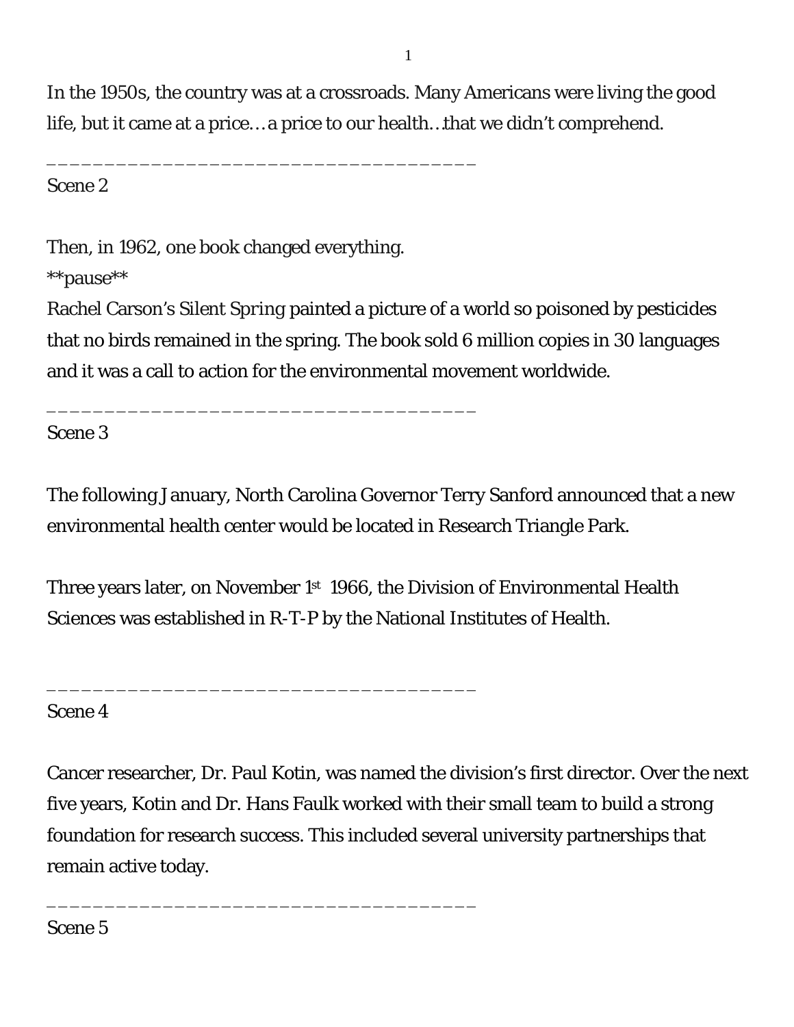In the 1950s, the country was at a crossroads. Many Americans were living the good life, but it came at a price… a price to our health… that we didn't comprehend.

_______________________________________

Scene 2

Then, in 1962, one book changed everything.

**pause**

Rachel Carson's *Silent Spring* painted a picture of a world so poisoned by pesticides that no birds remained in the spring. The book sold 6 million copies in 30 languages and it was a call to action for the environmental movement worldwide.

_______________________________________

Scene 3

The following January, North Carolina Governor Terry Sanford announced that a new environmental health center would be located in Research Triangle Park.

Three years later, on November 1st 1966, the Division of Environmental Health Sciences was established in R-T-P by the National Institutes of Health.

_______________________________________

Scene 4

Cancer researcher, Dr. Paul Kotin, was named the division's first director. Over the next five years, Kotin and Dr. Hans Faulk worked with their small team to build a strong foundation for research success. This included several university partnerships that remain active today.

_______________________________________

Scene 5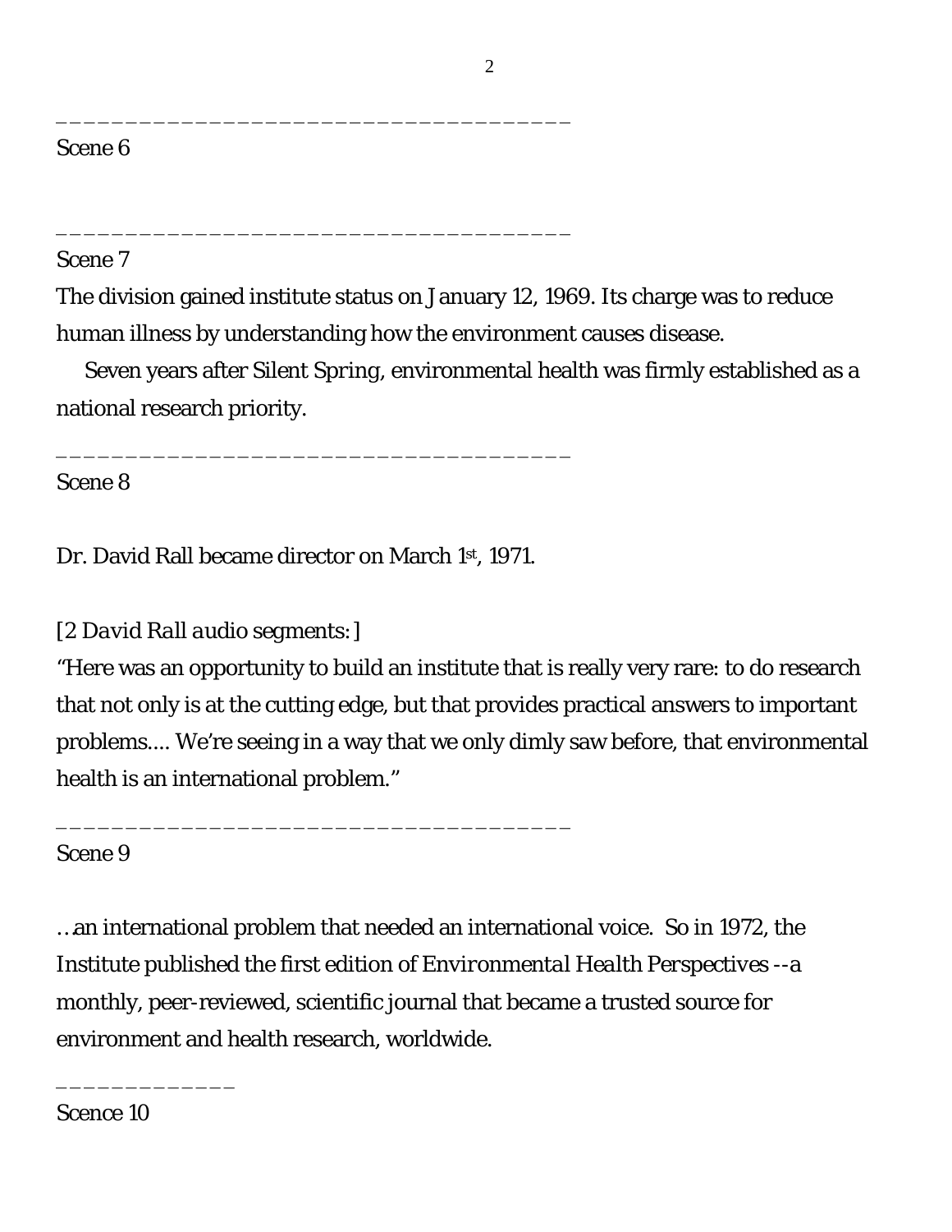_______________________________________

Scene 6

_______________________________________

Scene 7

The division gained institute status on January 12, 1969. Its charge was to reduce human illness by understanding how the environment causes disease.

Seven years after Silent Spring, environmental health was firmly established as a national research priority.

_______________________________________

Scene 8

Dr. David Rall became director on March 1st, 1971.

*[2 David Rall audio segments: ]*

"Here was an opportunity to build an institute that is really very rare: to do research that not only is at the cutting edge, but that provides practical answers to important problems.... We're seeing in a way that we only dimly saw before, that environmental health is an international problem."

_______________________________________

Scene 9

…an international problem that needed an international voice. So in 1972, the Institute published the first edition of *Environmental Health Perspectives* --a monthly, peer-reviewed, scientific journal that became a trusted source for environment and health research, worldwide.

_____________

Scence 10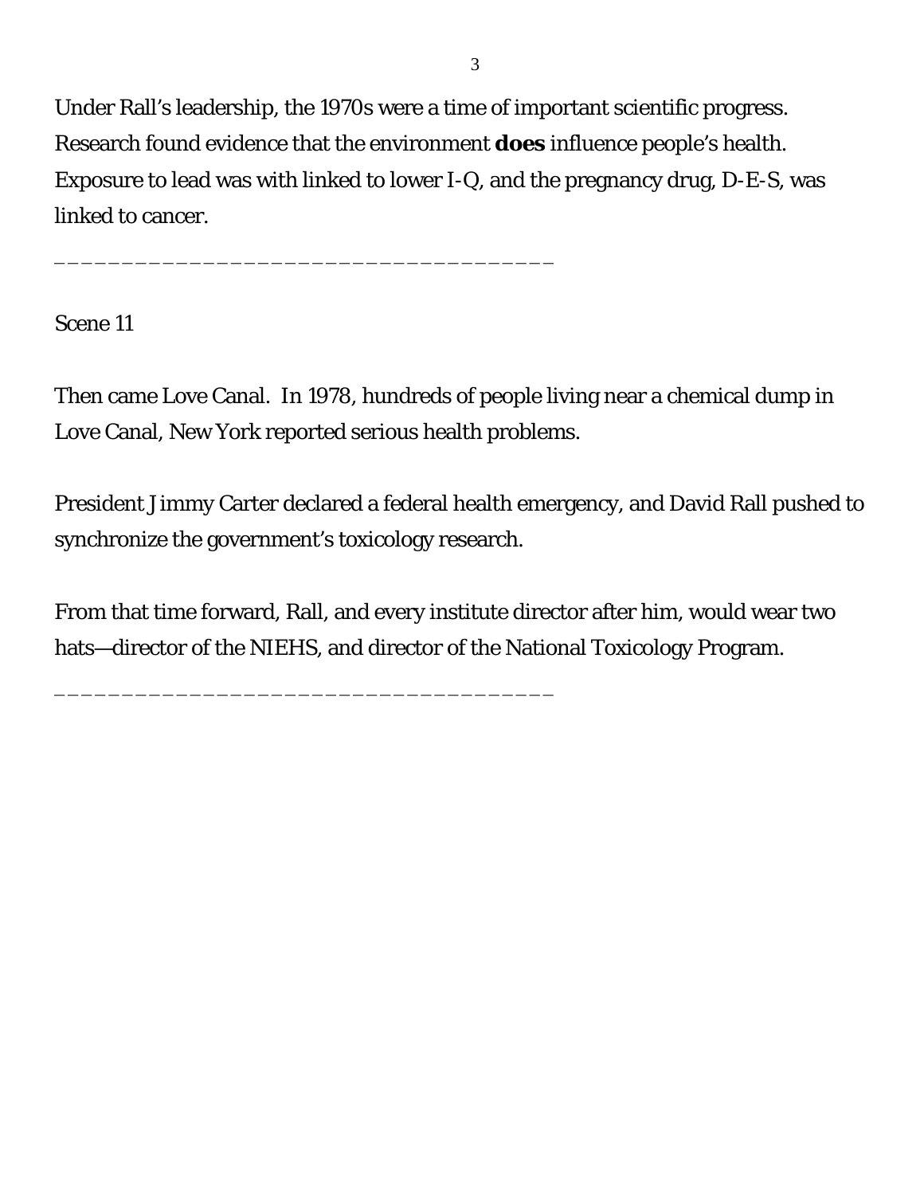Under Rall's leadership, the 1970s were a time of important scientific progress. Research found evidence that the environment **does** influence people's health. Exposure to lead was with linked to lower I-Q, and the pregnancy drug, D-E-S, was linked to cancer.

_____________________________________

Scene 11

Then came Love Canal. In 1978, hundreds of people living near a chemical dump in Love Canal, New York reported serious health problems.

President Jimmy Carter declared a federal health emergency, and David Rall pushed to synchronize the government's toxicology research.

From that time forward, Rall, and every institute director after him, would wear two hats—director of the NIEHS, and director of the National Toxicology Program.

_____________________________________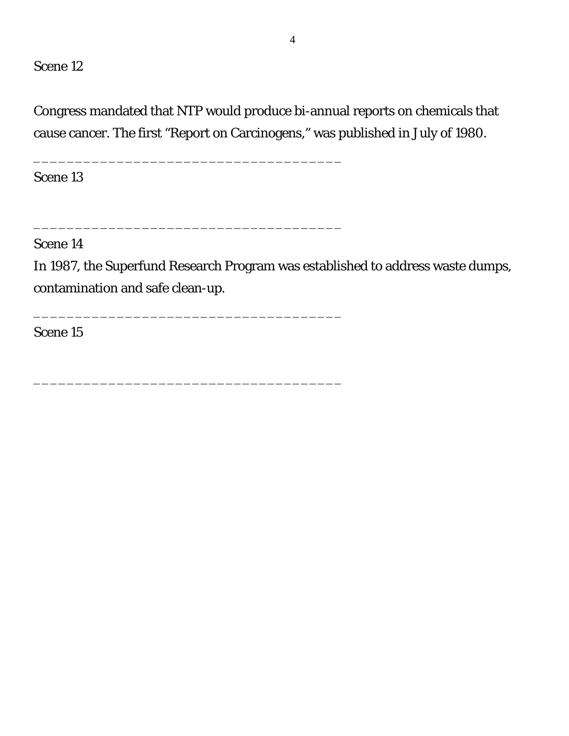Scene 12

Congress mandated that NTP would produce bi-annual reports on chemicals that cause cancer. The first "Report on Carcinogens," was published in July of 1980.

_____________________________________

Scene 13

_____________________________________

Scene 14

In 1987, the Superfund Research Program was established to address waste dumps, contamination and safe clean-up.

_____________________________________

Scene 15

_____________________________________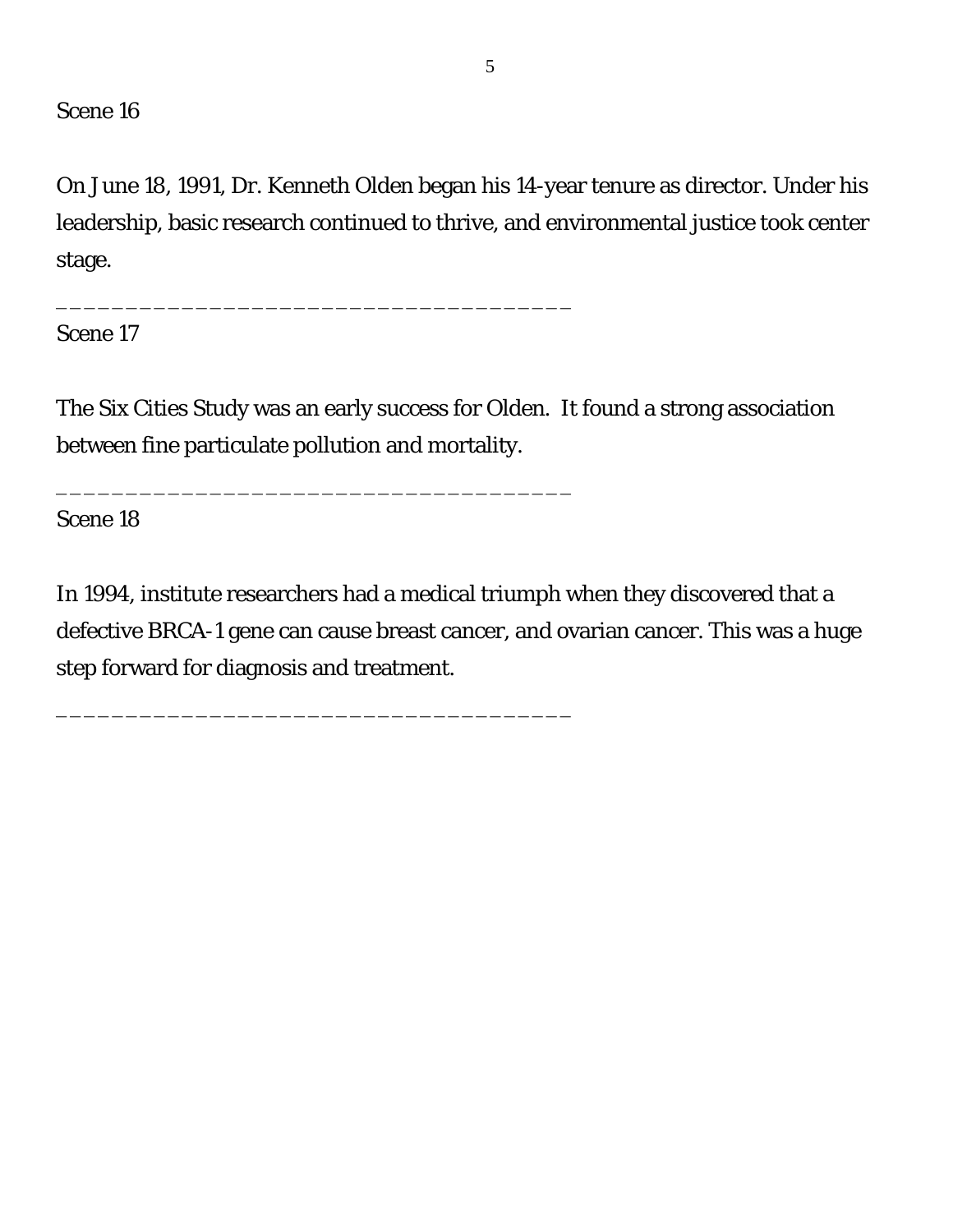Scene 16

On June 18, 1991, Dr. Kenneth Olden began his 14-year tenure as director. Under his leadership, basic research continued to thrive, and environmental justice took center stage.

_____________________________________

Scene 17

The Six Cities Study was an early success for Olden. It found a strong association between fine particulate pollution and mortality.

_____________________________________

Scene 18

In 1994, institute researchers had a medical triumph when they discovered that a defective BRCA-1 gene can cause breast cancer, and ovarian cancer. This was a huge step forward for diagnosis and treatment.

_____________________________________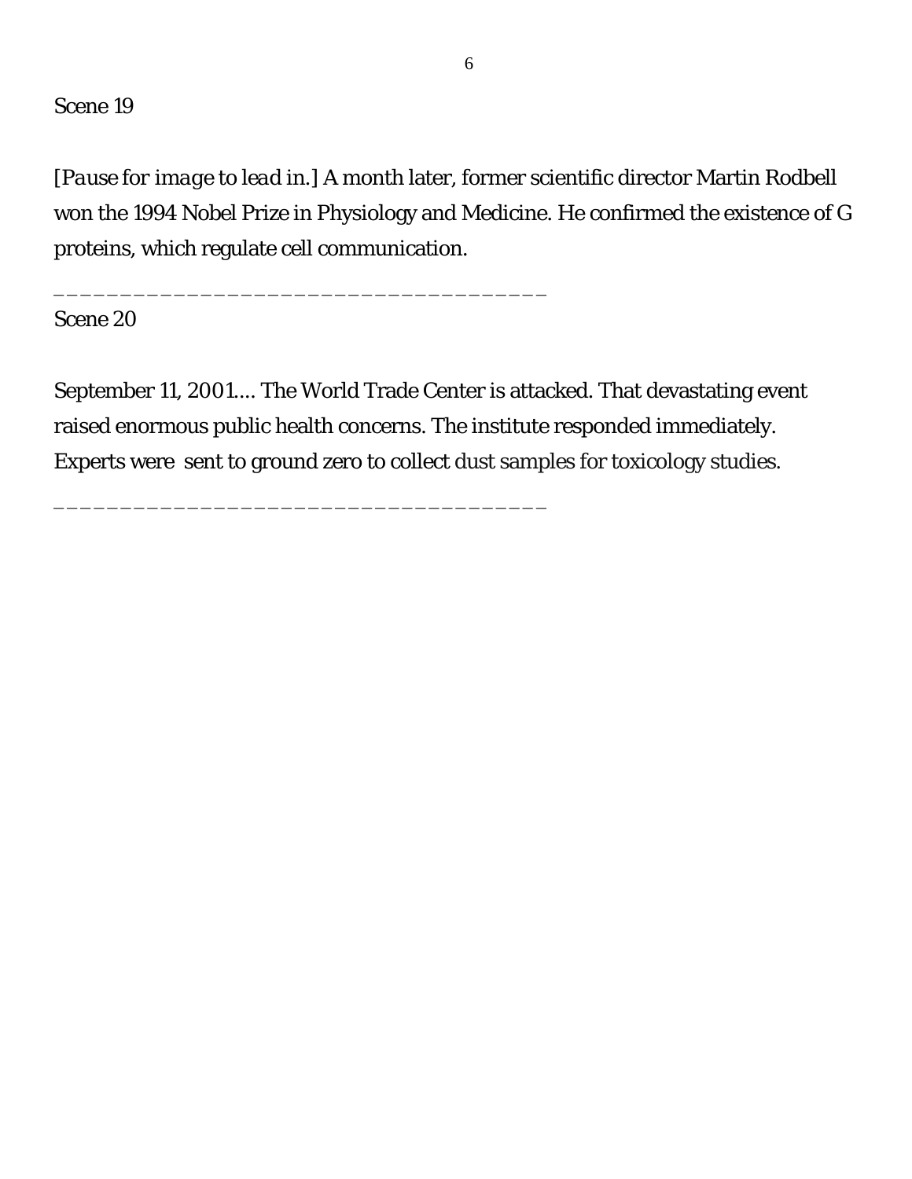Scene 19

*[Pause for image to lead in.]* A month later, former scientific director Martin Rodbell won the 1994 Nobel Prize in Physiology and Medicine. He confirmed the existence of G proteins, which regulate cell communication.

_______________________________________

Scene 20

September 11, 2001.... The World Trade Center is attacked. That devastating event raised enormous public health concerns. The institute responded immediately. Experts were  sent to ground zero to collect dust samples for toxicology studies.

_______________________________________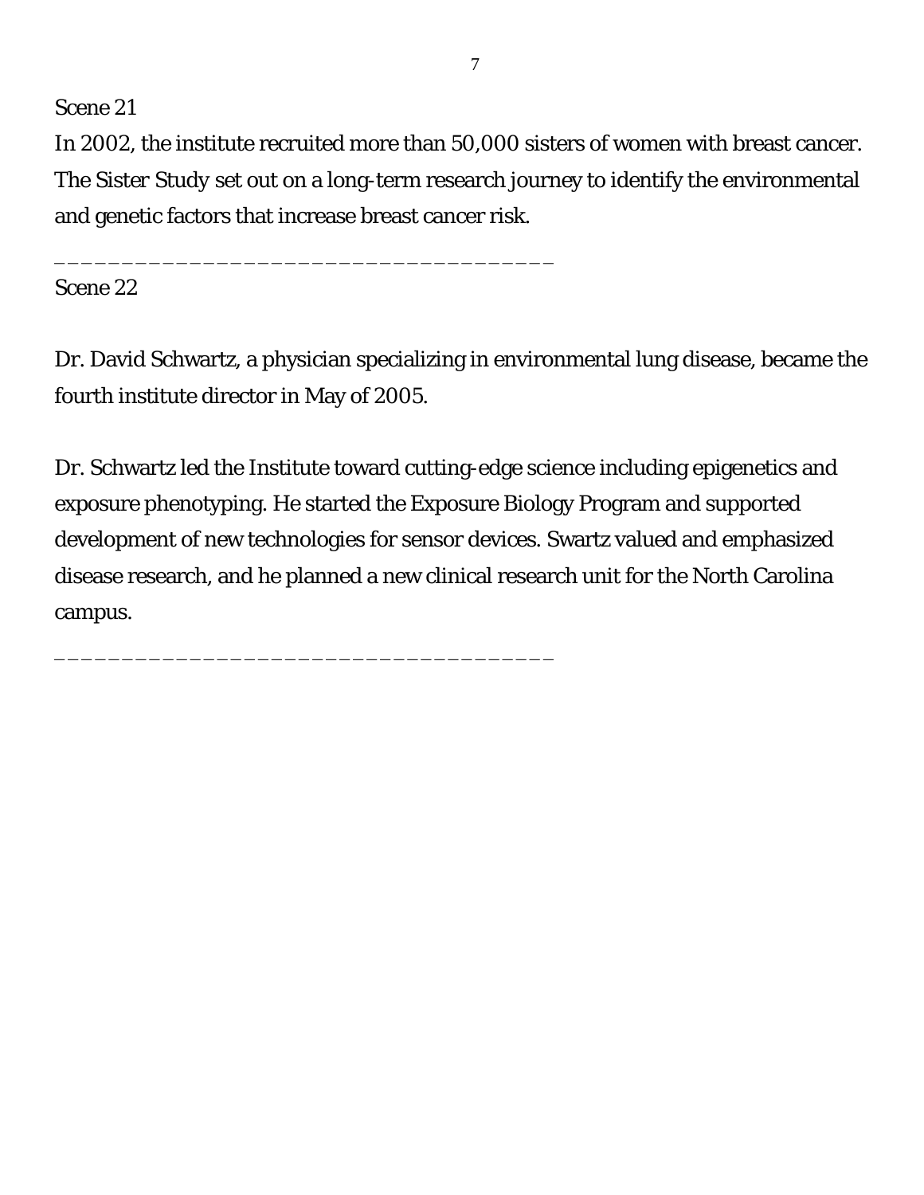Scene 21

In 2002, the institute recruited more than 50,000 sisters of women with breast cancer. The Sister Study set out on a long-term research journey to identify the environmental and genetic factors that increase breast cancer risk.

_____________________________________

Scene 22

Dr. David Schwartz, a physician specializing in environmental lung disease, became the fourth institute director in May of 2005.

Dr. Schwartz led the Institute toward cutting-edge science including epigenetics and exposure phenotyping. He started the Exposure Biology Program and supported development of new technologies for sensor devices. Swartz valued and emphasized disease research, and he planned a new clinical research unit for the North Carolina campus.

_____________________________________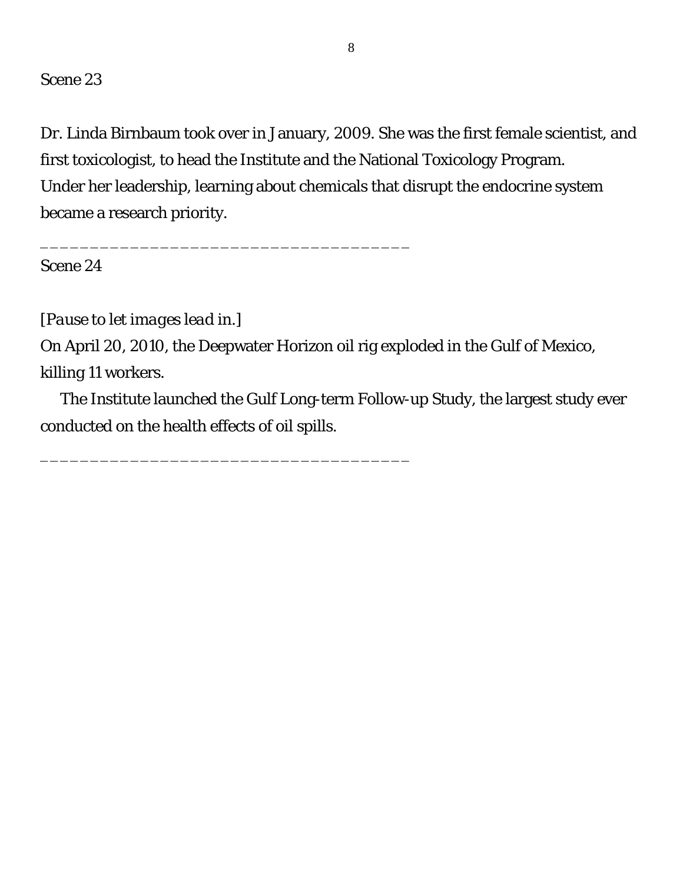Scene 23

Dr. Linda Birnbaum took over in January, 2009. She was the first female scientist, and first toxicologist, to head the Institute and the National Toxicology Program. Under her leadership, learning about chemicals that disrupt the endocrine system became a research priority.

_____________________________________

Scene 24

*[Pause to let images lead in.]*

On April 20, 2010, the Deepwater Horizon oil rig exploded in the Gulf of Mexico, killing 11 workers.

The Institute launched the Gulf Long-term Follow-up Study, the largest study ever conducted on the health effects of oil spills.

_____________________________________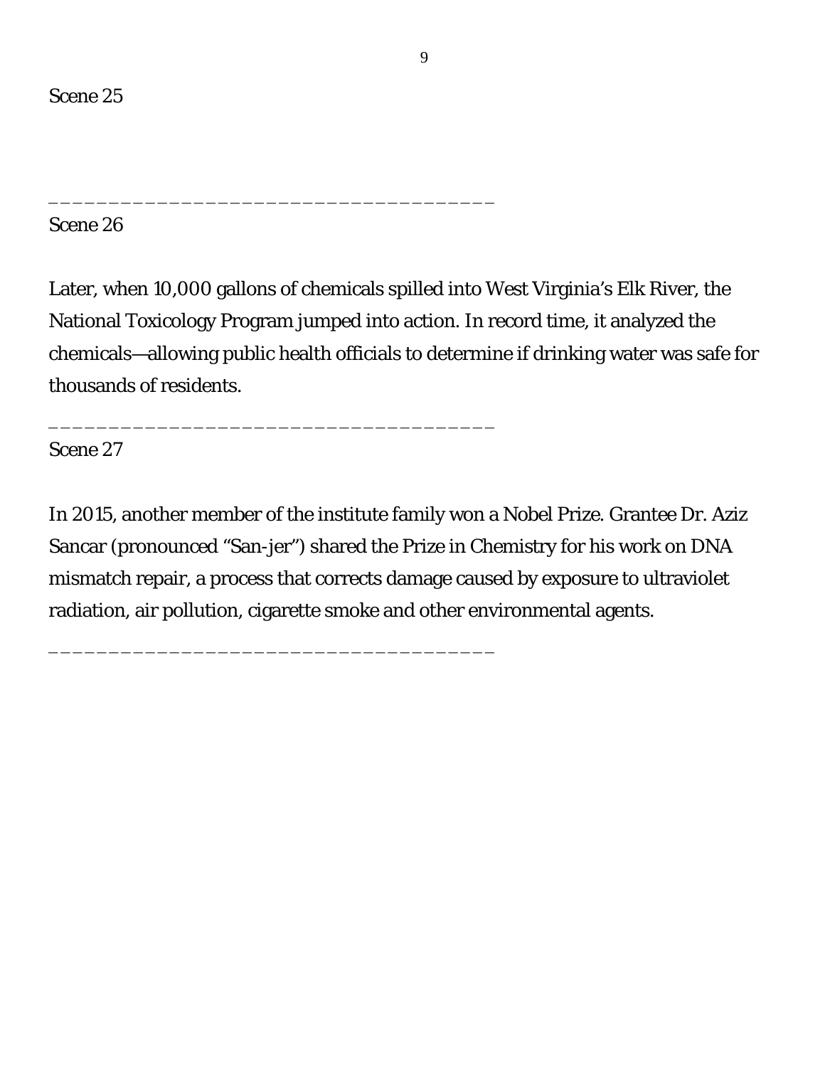Scene 25

\_\_\_\_\_\_\_\_\_\_\_\_\_\_\_\_\_\_\_\_\_\_\_\_\_\_\_\_\_\_\_\_\_\_\_\_\_\_

Scene 26

Later, when 10,000 gallons of chemicals spilled into West Virginia's Elk River, the National Toxicology Program jumped into action. In record time, it analyzed the chemicals—allowing public health officials to determine if drinking water was safe for thousands of residents.

\_\_\_\_\_\_\_\_\_\_\_\_\_\_\_\_\_\_\_\_\_\_\_\_\_\_\_\_\_\_\_\_\_\_\_\_\_\_

Scene 27

In 2015, another member of the institute family won a Nobel Prize. Grantee Dr. Aziz Sancar (pronounced "San-jer") shared the Prize in Chemistry for his work on DNA mismatch repair, a process that corrects damage caused by exposure to ultraviolet radiation, air pollution, cigarette smoke and other environmental agents.

\_\_\_\_\_\_\_\_\_\_\_\_\_\_\_\_\_\_\_\_\_\_\_\_\_\_\_\_\_\_\_\_\_\_\_\_\_\_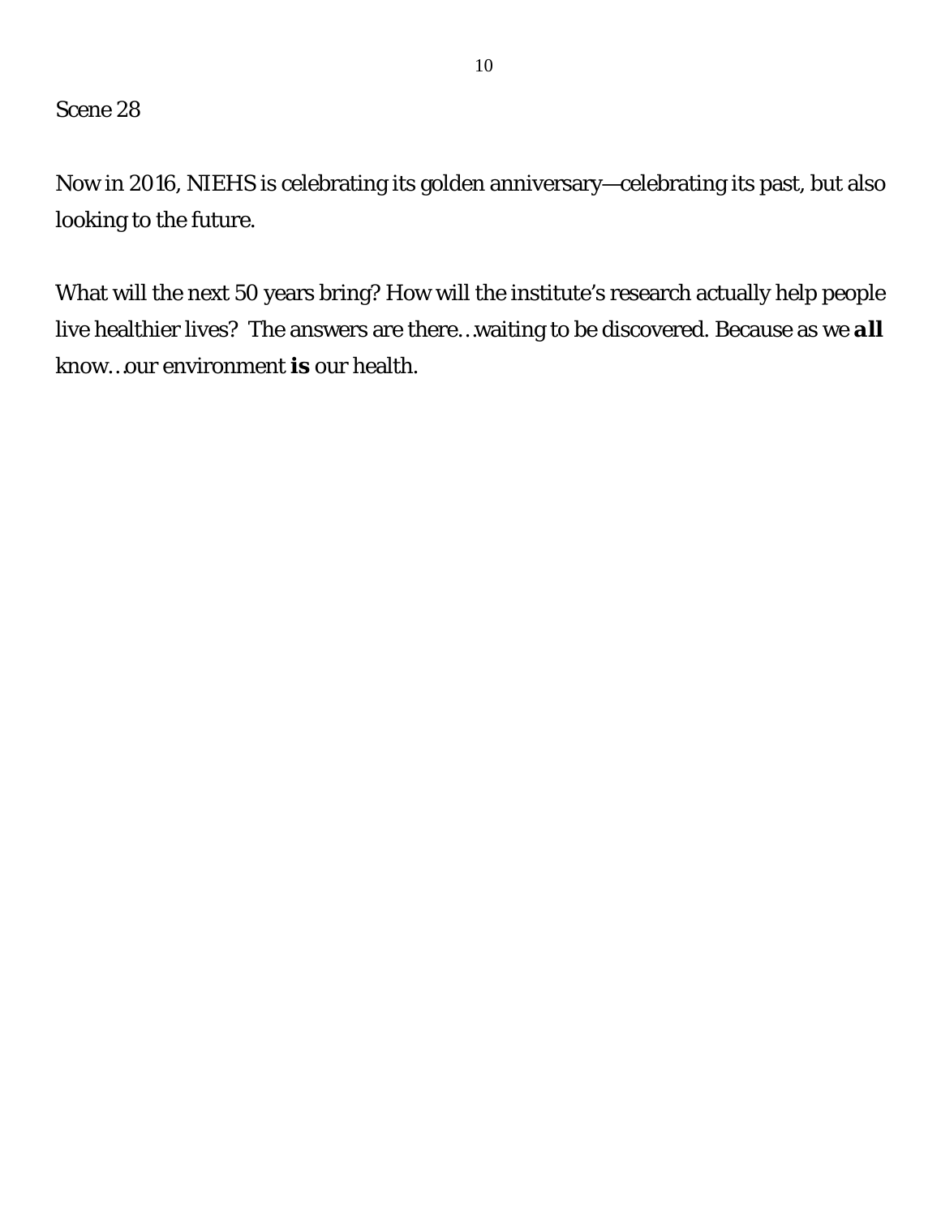Scene 28

Now in 2016, NIEHS is celebrating its golden anniversary—celebrating its past, but also looking to the future.

What will the next 50 years bring? How will the institute's research actually help people live healthier lives? The answers are there…waiting to be discovered. Because as we **all** know…our environment **is** our health.